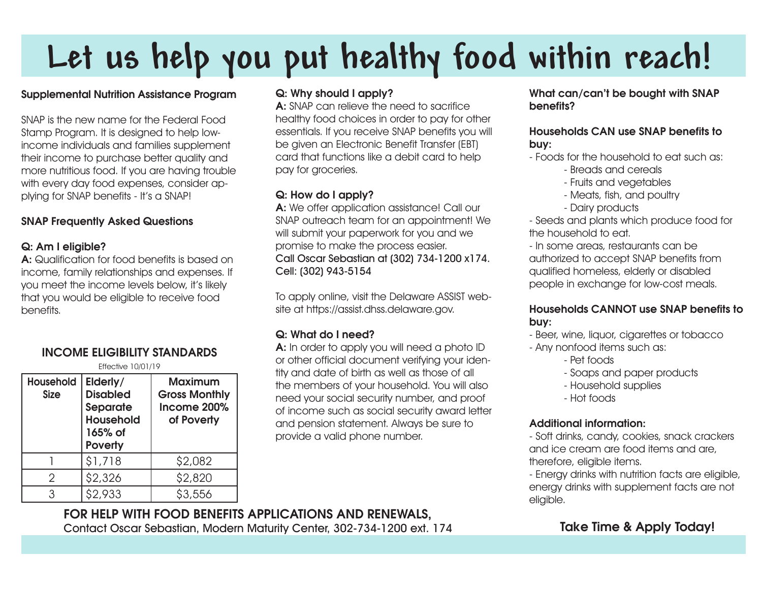# Let us help you put healthy food within reach!

**Supplemental Nutrition Assistance Program**

SNAP is the new name for the Federal Food Stamp Program. It is designed to help low-income individuals and families supplement their income to purchase better quality and more nutritious food. If you are having trouble with every day food expenses, consider applying for SNAP benefits - It's a SNAP!

**SNAP Frequently Asked Questions**

**Q: Am I eligible?**
**A:** Qualification for food benefits is based on income, family relationships and expenses. If you meet the income levels below, it's likely that you would be eligible to receive food benefits.

### INCOME ELIGIBILITY STANDARDS

Effective 10/01/19

| Household Size | Elderly/ Disabled Separate Household 165% of Poverty | Maximum Gross Monthly Income 200% of Poverty |
|---|---|---|
| 1 | $1,718 | $2,082 |
| 2 | $2,326 | $2,820 |
| 3 | $2,933 | $3,556 |

**Q: Why should I apply?**
**A:** SNAP can relieve the need to sacrifice healthy food choices in order to pay for other essentials. If you receive SNAP benefits you will be given an Electronic Benefit Transfer (EBT) card that functions like a debit card to help pay for groceries.

**Q: How do I apply?**
**A:** We offer application assistance! Call our SNAP outreach team for an appointment! We will submit your paperwork for you and we promise to make the process easier.
**Call Oscar Sebastian at (302) 734-1200 x174. Cell: (302) 943-5154**

To apply online, visit the Delaware ASSIST website at https://assist.dhss.delaware.gov.

**Q: What do I need?**
**A:** In order to apply you will need a photo ID or other official document verifying your identity and date of birth as well as those of all the members of your household. You will also need your social security number, and proof of income such as social security award letter and pension statement. Always be sure to provide a valid phone number.

**What can/can't be bought with SNAP benefits?**

**Households CAN use SNAP benefits to buy:**

- Foods for the household to eat such as:
  - Breads and cereals
  - Fruits and vegetables
  - Meats, fish, and poultry
  - Dairy products
- Seeds and plants which produce food for the household to eat.
- In some areas, restaurants can be authorized to accept SNAP benefits from qualified homeless, elderly or disabled people in exchange for low-cost meals.

**Households CANNOT use SNAP benefits to buy:**

- Beer, wine, liquor, cigarettes or tobacco
- Any nonfood items such as:
  - Pet foods
  - Soaps and paper products
  - Household supplies
  - Hot foods

**Additional information:**

- Soft drinks, candy, cookies, snack crackers and ice cream are food items and are, therefore, eligible items.
- Energy drinks with nutrition facts are eligible, energy drinks with supplement facts are not eligible.

**Take Time & Apply Today!**

**FOR HELP WITH FOOD BENEFITS APPLICATIONS AND RENEWALS,**
Contact Oscar Sebastian, Modern Maturity Center, 302-734-1200 ext. 174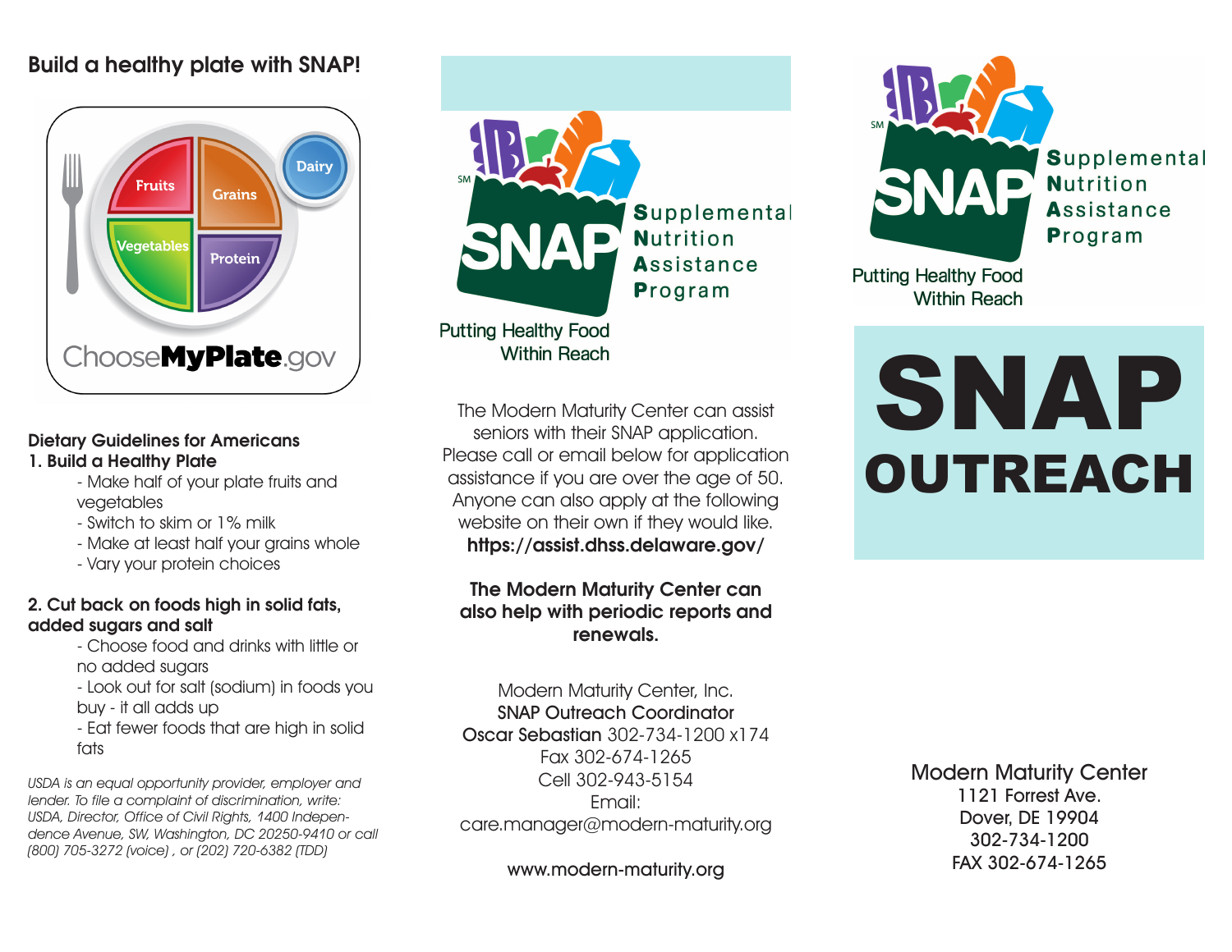## Build a healthy plate with SNAP!

Fruits
Grains
Dairy
Vegetables
Protein
ChooseMyPlate.gov

**Dietary Guidelines for Americans**

**1. Build a Healthy Plate**

- Make half of your plate fruits and vegetables
- Switch to skim or 1% milk
- Make at least half your grains whole
- Vary your protein choices

**2. Cut back on foods high in solid fats, added sugars and salt**

- Choose food and drinks with little or no added sugars
- Look out for salt (sodium) in foods you buy - it all adds up
- Eat fewer foods that are high in solid fats

*USDA is an equal opportunity provider, employer and lender. To file a complaint of discrimination, write: USDA, Director, Office of Civil Rights, 1400 Independence Avenue, SW, Washington, DC 20250-9410 or call (800) 705-3272 (voice) , or (202) 720-6382 (TDD)*

SNAP Supplemental Nutrition Assistance Program

Putting Healthy Food Within Reach

The Modern Maturity Center can assist seniors with their SNAP application. Please call or email below for application assistance if you are over the age of 50. Anyone can also apply at the following website on their own if they would like.
**https://assist.dhss.delaware.gov/**

**The Modern Maturity Center can also help with periodic reports and renewals.**

Modern Maturity Center, Inc.
SNAP Outreach Coordinator
**Oscar Sebastian** 302-734-1200 x174
Fax 302-674-1265
Cell 302-943-5154
Email:
care.manager@modern-maturity.org

www.modern-maturity.org

SNAP Supplemental Nutrition Assistance Program

Putting Healthy Food Within Reach

# SNAP OUTREACH

Modern Maturity Center
1121 Forrest Ave.
Dover, DE 19904
302-734-1200
FAX 302-674-1265